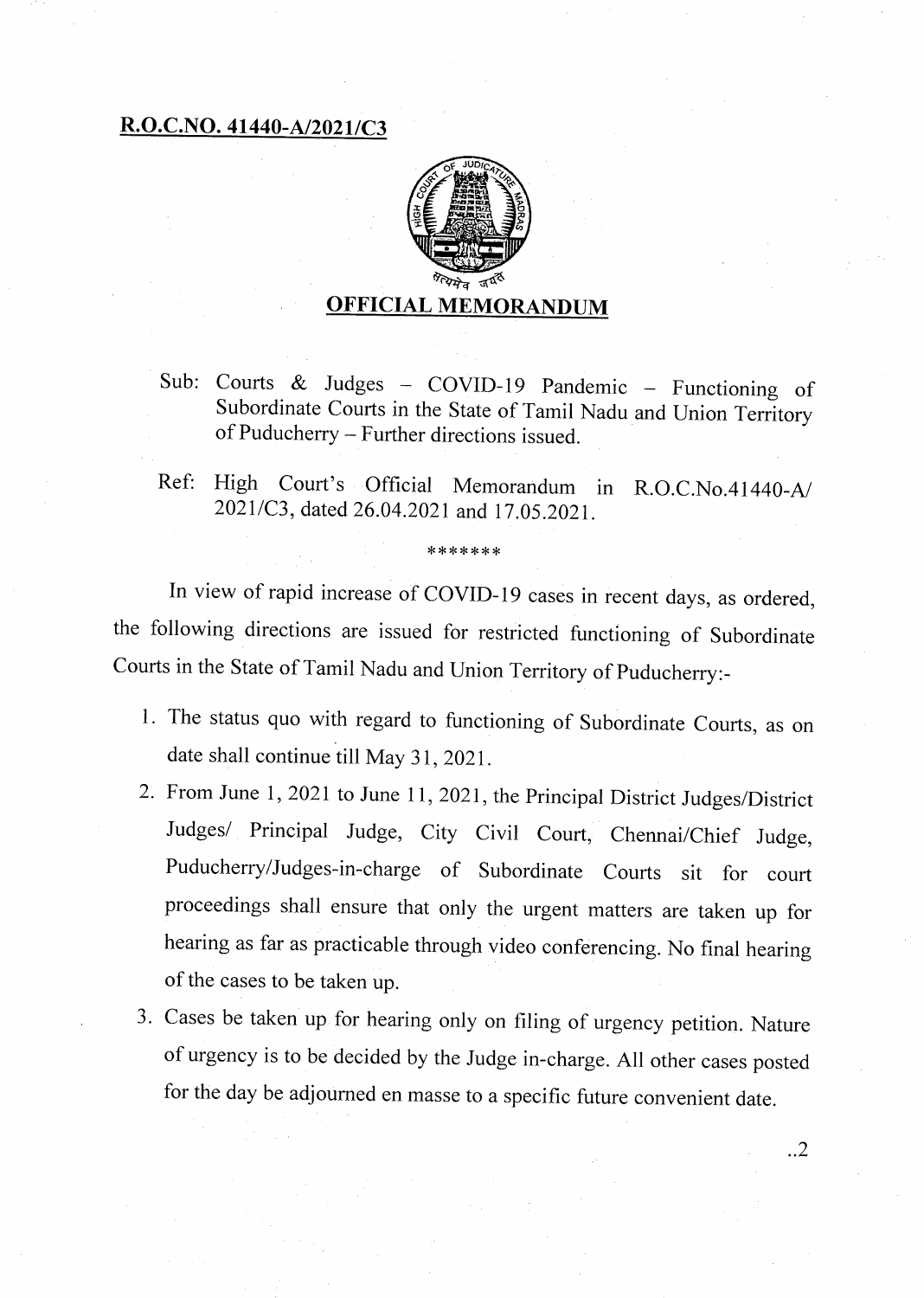**R.O.C.NO. 41440-A/2021/C3**

सत्यमेव जयते

## OFFICIAL MEMORANDUM

Sub: Courts & Judges – COVID-19 Pandemic – Functioning of Subordinate Courts in the State of Tamil Nadu and Union Territory of Puducherry – Further directions issued.

Ref: High Court's Official Memorandum in R.O.C.No.41440-A/2021/C3, dated 26.04.2021 and 17.05.2021.

*******

In view of rapid increase of COVID-19 cases in recent days, as ordered, the following directions are issued for restricted functioning of Subordinate Courts in the State of Tamil Nadu and Union Territory of Puducherry:-

1. The status quo with regard to functioning of Subordinate Courts, as on date shall continue till May 31, 2021.
2. From June 1, 2021 to June 11, 2021, the Principal District Judges/District Judges/ Principal Judge, City Civil Court, Chennai/Chief Judge, Puducherry/Judges-in-charge of Subordinate Courts sit for court proceedings shall ensure that only the urgent matters are taken up for hearing as far as practicable through video conferencing. No final hearing of the cases to be taken up.
3. Cases be taken up for hearing only on filing of urgency petition. Nature of urgency is to be decided by the Judge in-charge. All other cases posted for the day be adjourned en masse to a specific future convenient date.

..2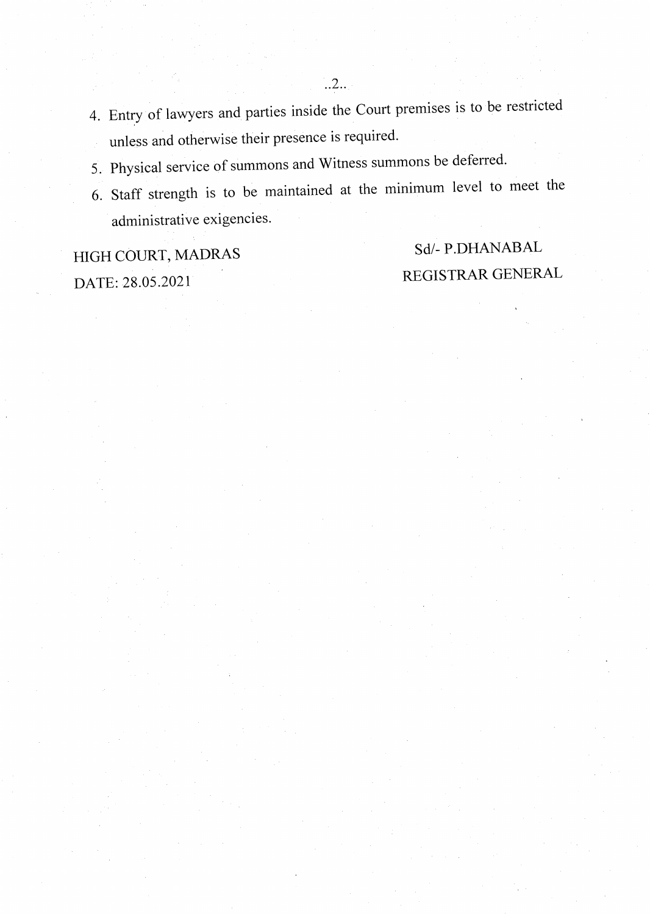4. Entry of lawyers and parties inside the Court premises is to be restricted unless and otherwise their presence is required.
5. Physical service of summons and Witness summons be deferred.
6. Staff strength is to be maintained at the minimum level to meet the administrative exigencies.

HIGH COURT, MADRAS
DATE: 28.05.2021

Sd/- P.DHANABAL
REGISTRAR GENERAL